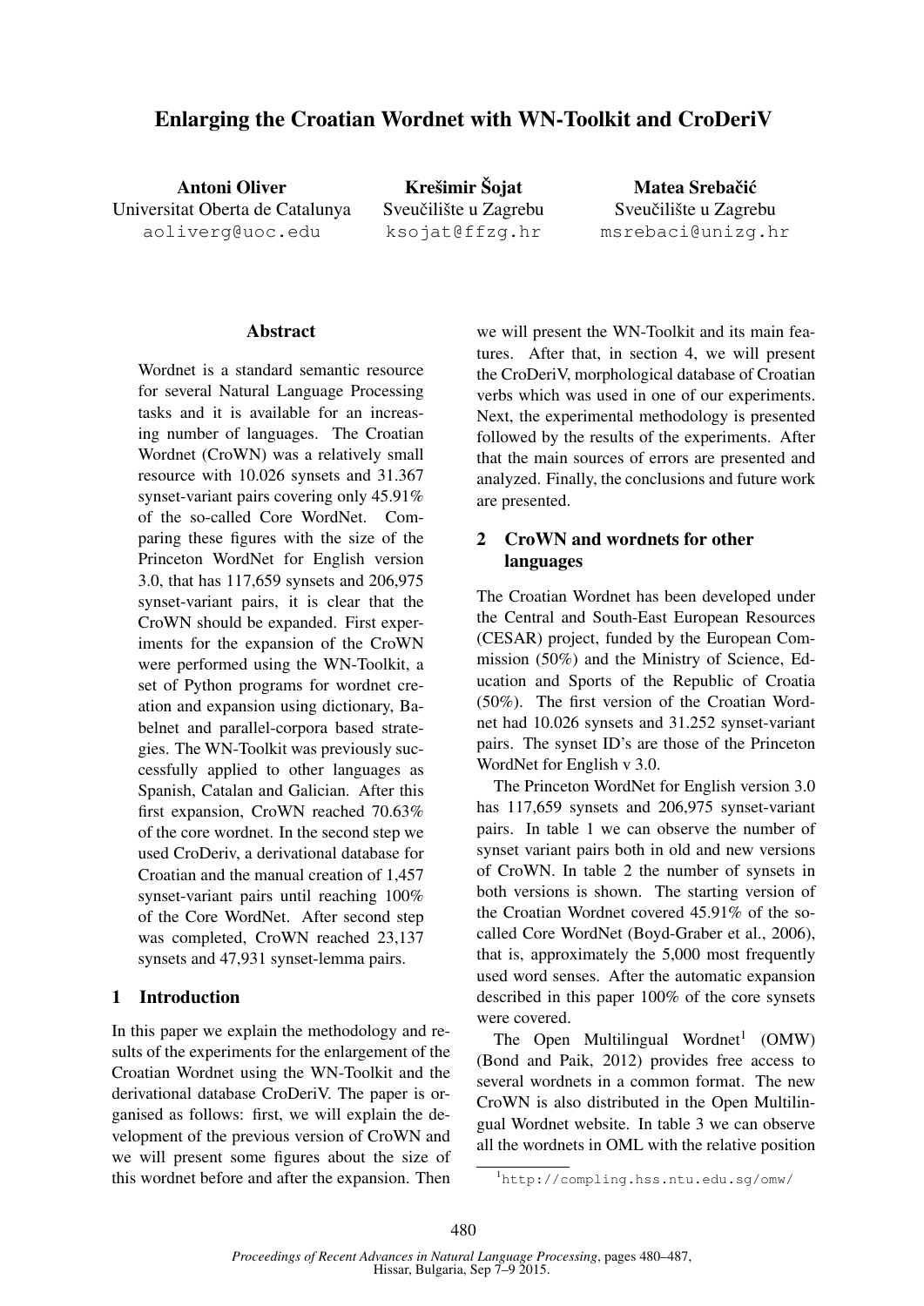# Enlarging the Croatian Wordnet with WN-Toolkit and CroDeriV

**Antoni Oliver**
Universitat Oberta de Catalunya
aoliverg@uoc.edu

**Krešimir Šojat**
Sveučilište u Zagrebu
ksojat@ffzg.hr

**Matea Srebačić**
Sveučilište u Zagrebu
msrebaci@unizg.hr

## Abstract

Wordnet is a standard semantic resource for several Natural Language Processing tasks and it is available for an increasing number of languages. The Croatian Wordnet (CroWN) was a relatively small resource with 10.026 synsets and 31.367 synset-variant pairs covering only 45.91% of the so-called Core WordNet. Comparing these figures with the size of the Princeton WordNet for English version 3.0, that has 117,659 synsets and 206,975 synset-variant pairs, it is clear that the CroWN should be expanded. First experiments for the expansion of the CroWN were performed using the WN-Toolkit, a set of Python programs for wordnet creation and expansion using dictionary, Babelnet and parallel-corpora based strategies. The WN-Toolkit was previously successfully applied to other languages as Spanish, Catalan and Galician. After this first expansion, CroWN reached 70.63% of the core wordnet. In the second step we used CroDeriv, a derivational database for Croatian and the manual creation of 1,457 synset-variant pairs until reaching 100% of the Core WordNet. After second step was completed, CroWN reached 23,137 synsets and 47,931 synset-lemma pairs.

## 1 Introduction

In this paper we explain the methodology and results of the experiments for the enlargement of the Croatian Wordnet using the WN-Toolkit and the derivational database CroDeriV. The paper is organised as follows: first, we will explain the development of the previous version of CroWN and we will present some figures about the size of this wordnet before and after the expansion. Then we will present the WN-Toolkit and its main features. After that, in section 4, we will present the CroDeriV, morphological database of Croatian verbs which was used in one of our experiments. Next, the experimental methodology is presented followed by the results of the experiments. After that the main sources of errors are presented and analyzed. Finally, the conclusions and future work are presented.

## 2 CroWN and wordnets for other languages

The Croatian Wordnet has been developed under the Central and South-East European Resources (CESAR) project, funded by the European Commission (50%) and the Ministry of Science, Education and Sports of the Republic of Croatia (50%). The first version of the Croatian Wordnet had 10.026 synsets and 31.252 synset-variant pairs. The synset ID's are those of the Princeton WordNet for English v 3.0.

The Princeton WordNet for English version 3.0 has 117,659 synsets and 206,975 synset-variant pairs. In table 1 we can observe the number of synset variant pairs both in old and new versions of CroWN. In table 2 the number of synsets in both versions is shown. The starting version of the Croatian Wordnet covered 45.91% of the so-called Core WordNet (Boyd-Graber et al., 2006), that is, approximately the 5,000 most frequently used word senses. After the automatic expansion described in this paper 100% of the core synsets were covered.

The Open Multilingual Wordnet[1] (OMW) (Bond and Paik, 2012) provides free access to several wordnets in a common format. The new CroWN is also distributed in the Open Multilingual Wordnet website. In table 3 we can observe all the wordnets in OML with the relative position

[1] http://compling.hss.ntu.edu.sg/omw/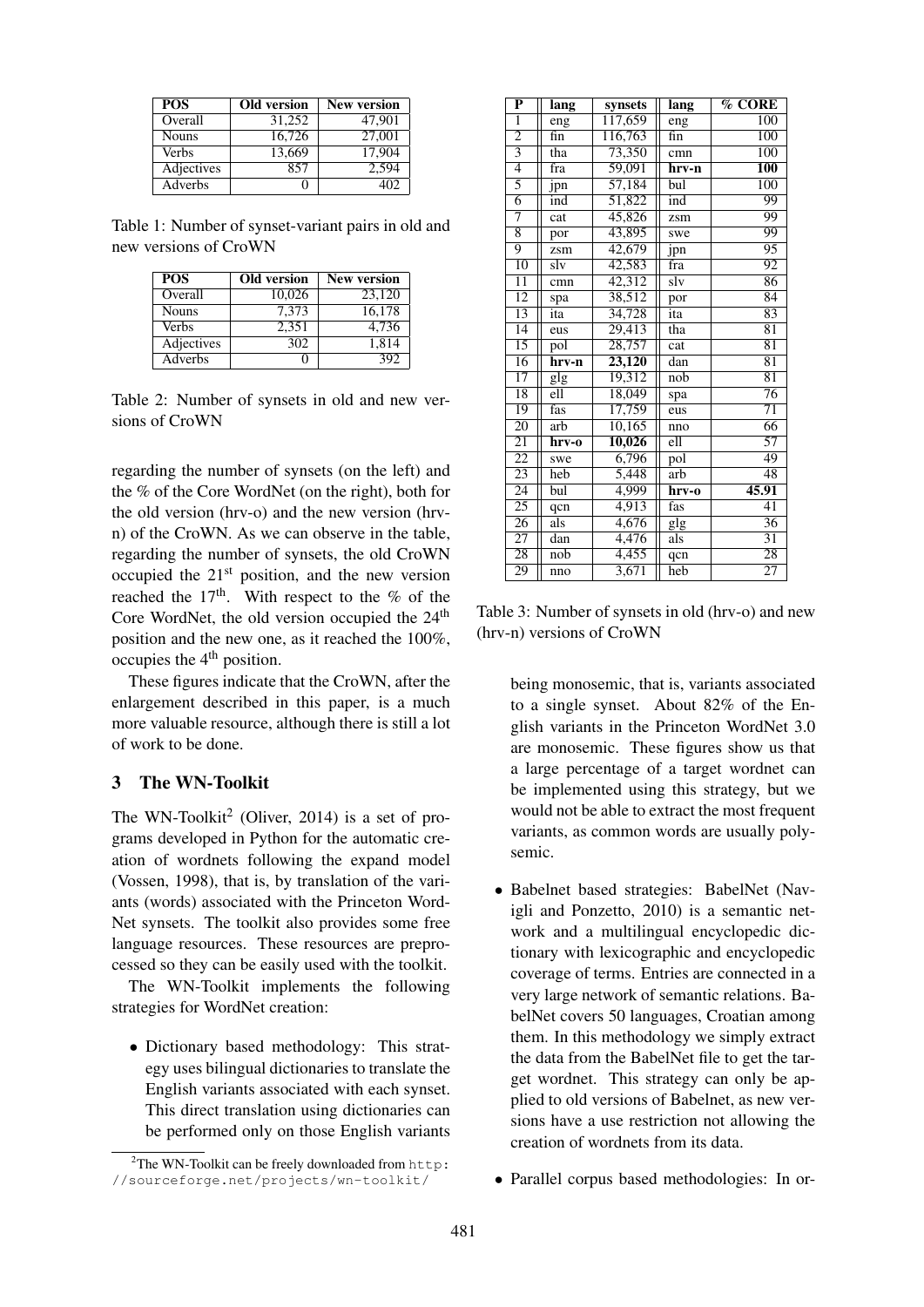| POS | Old version | New version |
|---|---|---|
| Overall | 31,252 | 47,901 |
| Nouns | 16,726 | 27,001 |
| Verbs | 13,669 | 17,904 |
| Adjectives | 857 | 2,594 |
| Adverbs | 0 | 402 |

Table 1: Number of synset-variant pairs in old and new versions of CroWN

| POS | Old version | New version |
|---|---|---|
| Overall | 10,026 | 23,120 |
| Nouns | 7,373 | 16,178 |
| Verbs | 2,351 | 4,736 |
| Adjectives | 302 | 1,814 |
| Adverbs | 0 | 392 |

Table 2: Number of synsets in old and new versions of CroWN

regarding the number of synsets (on the left) and the % of the Core WordNet (on the right), both for the old version (hrv-o) and the new version (hrv-n) of the CroWN. As we can observe in the table, regarding the number of synsets, the old CroWN occupied the 21st position, and the new version reached the 17th. With respect to the % of the Core WordNet, the old version occupied the 24th position and the new one, as it reached the 100%, occupies the 4th position.

These figures indicate that the CroWN, after the enlargement described in this paper, is a much more valuable resource, although there is still a lot of work to be done.

| P | lang | synsets | lang | % CORE |
|---|---|---|---|---|
| 1 | eng | 117,659 | eng | 100 |
| 2 | fin | 116,763 | fin | 100 |
| 3 | tha | 73,350 | cmn | 100 |
| 4 | fra | 59,091 | **hrv-n** | **100** |
| 5 | jpn | 57,184 | bul | 100 |
| 6 | ind | 51,822 | ind | 99 |
| 7 | cat | 45,826 | zsm | 99 |
| 8 | por | 43,895 | swe | 99 |
| 9 | zsm | 42,679 | jpn | 95 |
| 10 | slv | 42,583 | fra | 92 |
| 11 | cmn | 42,312 | slv | 86 |
| 12 | spa | 38,512 | por | 84 |
| 13 | ita | 34,728 | ita | 83 |
| 14 | eus | 29,413 | tha | 81 |
| 15 | pol | 28,757 | cat | 81 |
| 16 | **hrv-n** | **23,120** | dan | 81 |
| 17 | glg | 19,312 | nob | 81 |
| 18 | ell | 18,049 | spa | 76 |
| 19 | fas | 17,759 | eus | 71 |
| 20 | arb | 10,165 | nno | 66 |
| 21 | **hrv-o** | **10,026** | ell | 57 |
| 22 | swe | 6,796 | pol | 49 |
| 23 | heb | 5,448 | arb | 48 |
| 24 | bul | 4,999 | **hrv-o** | **45.91** |
| 25 | qcn | 4,913 | fas | 41 |
| 26 | als | 4,676 | glg | 36 |
| 27 | dan | 4,476 | als | 31 |
| 28 | nob | 4,455 | qcn | 28 |
| 29 | nno | 3,671 | heb | 27 |

Table 3: Number of synsets in old (hrv-o) and new (hrv-n) versions of CroWN

## 3 The WN-Toolkit

The WN-Toolkit[2] (Oliver, 2014) is a set of programs developed in Python for the automatic creation of wordnets following the expand model (Vossen, 1998), that is, by translation of the variants (words) associated with the Princeton WordNet synsets. The toolkit also provides some free language resources. These resources are preprocessed so they can be easily used with the toolkit.

The WN-Toolkit implements the following strategies for WordNet creation:

- Dictionary based methodology: This strategy uses bilingual dictionaries to translate the English variants associated with each synset. This direct translation using dictionaries can be performed only on those English variants being monosemic, that is, variants associated to a single synset. About 82% of the English variants in the Princeton WordNet 3.0 are monosemic. These figures show us that a large percentage of a target wordnet can be implemented using this strategy, but we would not be able to extract the most frequent variants, as common words are usually polysemic.
- Babelnet based strategies: BabelNet (Navigli and Ponzetto, 2010) is a semantic network and a multilingual encyclopedic dictionary with lexicographic and encyclopedic coverage of terms. Entries are connected in a very large network of semantic relations. BabelNet covers 50 languages, Croatian among them. In this methodology we simply extract the data from the BabelNet file to get the target wordnet. This strategy can only be applied to old versions of Babelnet, as new versions have a use restriction not allowing the creation of wordnets from its data.
- Parallel corpus based methodologies: In or-

[2] The WN-Toolkit can be freely downloaded from http://sourceforge.net/projects/wn-toolkit/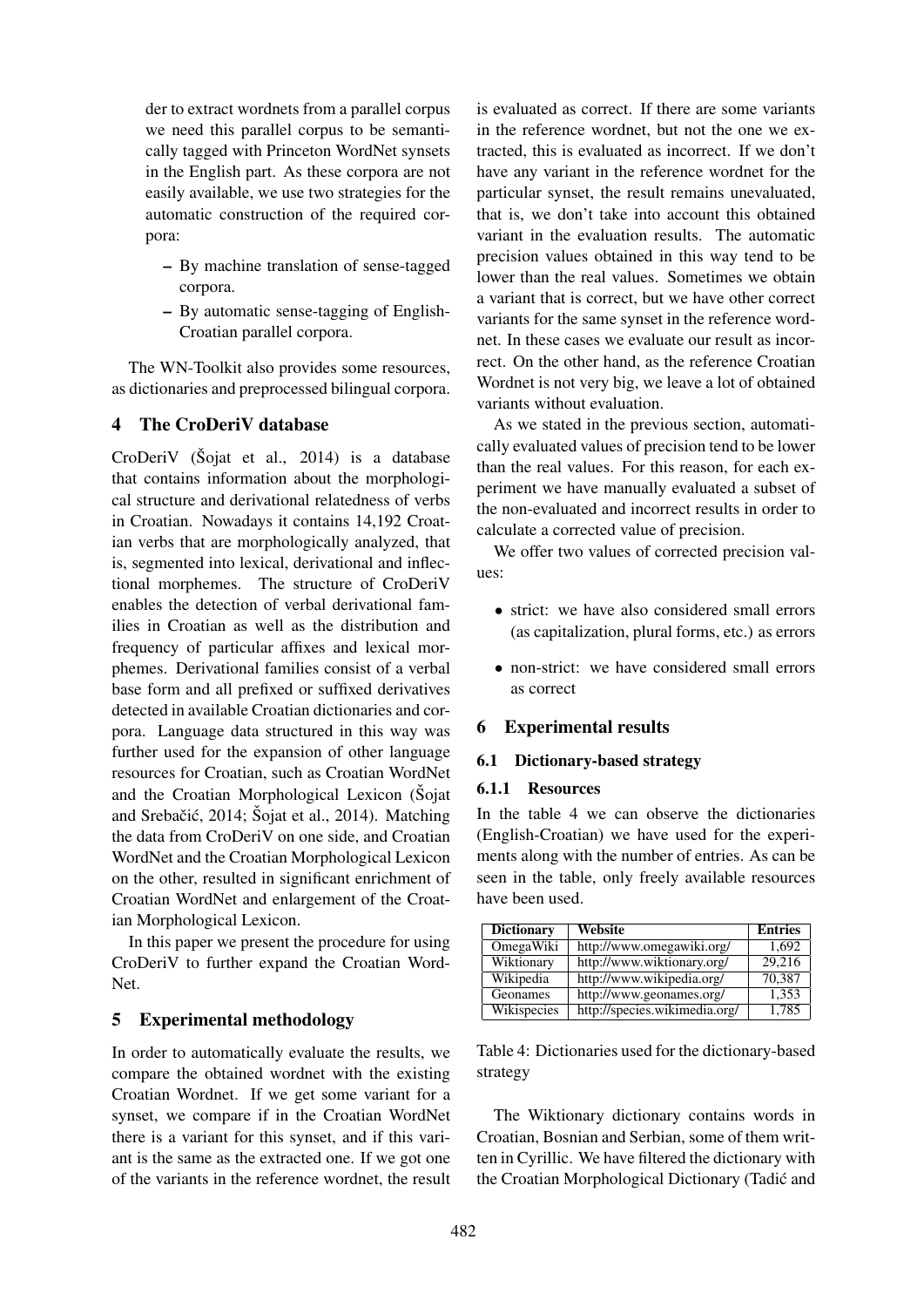der to extract wordnets from a parallel corpus we need this parallel corpus to be semantically tagged with Princeton WordNet synsets in the English part. As these corpora are not easily available, we use two strategies for the automatic construction of the required corpora:

– By machine translation of sense-tagged corpora.

– By automatic sense-tagging of English-Croatian parallel corpora.

The WN-Toolkit also provides some resources, as dictionaries and preprocessed bilingual corpora.

## 4 The CroDeriV database

CroDeriV (Šojat et al., 2014) is a database that contains information about the morphological structure and derivational relatedness of verbs in Croatian. Nowadays it contains 14,192 Croatian verbs that are morphologically analyzed, that is, segmented into lexical, derivational and inflectional morphemes. The structure of CroDeriV enables the detection of verbal derivational families in Croatian as well as the distribution and frequency of particular affixes and lexical morphemes. Derivational families consist of a verbal base form and all prefixed or suffixed derivatives detected in available Croatian dictionaries and corpora. Language data structured in this way was further used for the expansion of other language resources for Croatian, such as Croatian WordNet and the Croatian Morphological Lexicon (Šojat and Srebačić, 2014; Šojat et al., 2014). Matching the data from CroDeriV on one side, and Croatian WordNet and the Croatian Morphological Lexicon on the other, resulted in significant enrichment of Croatian WordNet and enlargement of the Croatian Morphological Lexicon.

In this paper we present the procedure for using CroDeriV to further expand the Croatian WordNet.

## 5 Experimental methodology

In order to automatically evaluate the results, we compare the obtained wordnet with the existing Croatian Wordnet. If we get some variant for a synset, we compare if in the Croatian WordNet there is a variant for this synset, and if this variant is the same as the extracted one. If we got one of the variants in the reference wordnet, the result is evaluated as correct. If there are some variants in the reference wordnet, but not the one we extracted, this is evaluated as incorrect. If we don't have any variant in the reference wordnet for the particular synset, the result remains unevaluated, that is, we don't take into account this obtained variant in the evaluation results. The automatic precision values obtained in this way tend to be lower than the real values. Sometimes we obtain a variant that is correct, but we have other correct variants for the same synset in the reference wordnet. In these cases we evaluate our result as incorrect. On the other hand, as the reference Croatian Wordnet is not very big, we leave a lot of obtained variants without evaluation.

As we stated in the previous section, automatically evaluated values of precision tend to be lower than the real values. For this reason, for each experiment we have manually evaluated a subset of the non-evaluated and incorrect results in order to calculate a corrected value of precision.

We offer two values of corrected precision values:

- strict: we have also considered small errors (as capitalization, plural forms, etc.) as errors
- non-strict: we have considered small errors as correct

## 6 Experimental results

### 6.1 Dictionary-based strategy

#### 6.1.1 Resources

In the table 4 we can observe the dictionaries (English-Croatian) we have used for the experiments along with the number of entries. As can be seen in the table, only freely available resources have been used.

| Dictionary | Website | Entries |
|---|---|---|
| OmegaWiki | http://www.omegawiki.org/ | 1,692 |
| Wiktionary | http://www.wiktionary.org/ | 29,216 |
| Wikipedia | http://www.wikipedia.org/ | 70,387 |
| Geonames | http://www.geonames.org/ | 1,353 |
| Wikispecies | http://species.wikimedia.org/ | 1,785 |

Table 4: Dictionaries used for the dictionary-based strategy

The Wiktionary dictionary contains words in Croatian, Bosnian and Serbian, some of them written in Cyrillic. We have filtered the dictionary with the Croatian Morphological Dictionary (Tadić and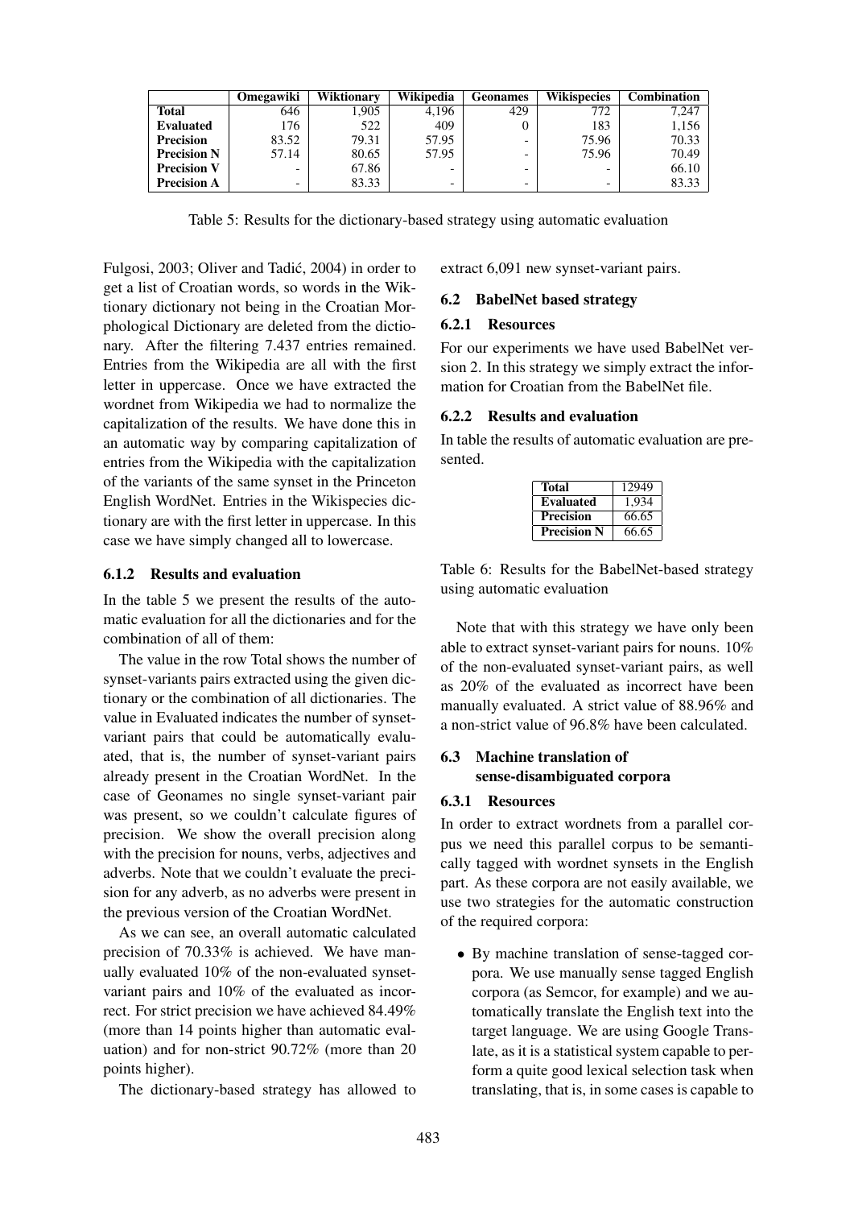|  | Omegawiki | Wiktionary | Wikipedia | Geonames | Wikispecies | Combination |
|---|---|---|---|---|---|---|
| **Total** | 646 | 1,905 | 4,196 | 429 | 772 | 7,247 |
| **Evaluated** | 176 | 522 | 409 | 0 | 183 | 1,156 |
| **Precision** | 83.52 | 79.31 | 57.95 | - | 75.96 | 70.33 |
| **Precision N** | 57.14 | 80.65 | 57.95 | - | 75.96 | 70.49 |
| **Precision V** | - | 67.86 | - | - | - | 66.10 |
| **Precision A** | - | 83.33 | - | - | - | 83.33 |

Table 5: Results for the dictionary-based strategy using automatic evaluation

Fulgosi, 2003; Oliver and Tadić, 2004) in order to get a list of Croatian words, so words in the Wiktionary dictionary not being in the Croatian Morphological Dictionary are deleted from the dictionary. After the filtering 7.437 entries remained. Entries from the Wikipedia are all with the first letter in uppercase. Once we have extracted the wordnet from Wikipedia we had to normalize the capitalization of the results. We have done this in an automatic way by comparing capitalization of entries from the Wikipedia with the capitalization of the variants of the same synset in the Princeton English WordNet. Entries in the Wikispecies dictionary are with the first letter in uppercase. In this case we have simply changed all to lowercase.

#### 6.1.2 Results and evaluation

In the table 5 we present the results of the automatic evaluation for all the dictionaries and for the combination of all of them:

The value in the row Total shows the number of synset-variants pairs extracted using the given dictionary or the combination of all dictionaries. The value in Evaluated indicates the number of synset-variant pairs that could be automatically evaluated, that is, the number of synset-variant pairs already present in the Croatian WordNet. In the case of Geonames no single synset-variant pair was present, so we couldn't calculate figures of precision. We show the overall precision along with the precision for nouns, verbs, adjectives and adverbs. Note that we couldn't evaluate the precision for any adverb, as no adverbs were present in the previous version of the Croatian WordNet.

As we can see, an overall automatic calculated precision of 70.33% is achieved. We have manually evaluated 10% of the non-evaluated synset-variant pairs and 10% of the evaluated as incorrect. For strict precision we have achieved 84.49% (more than 14 points higher than automatic evaluation) and for non-strict 90.72% (more than 20 points higher).

The dictionary-based strategy has allowed to extract 6,091 new synset-variant pairs.

### 6.2 BabelNet based strategy

#### 6.2.1 Resources

For our experiments we have used BabelNet version 2. In this strategy we simply extract the information for Croatian from the BabelNet file.

#### 6.2.2 Results and evaluation

In table the results of automatic evaluation are presented.

|  |  |
|---|---|
| **Total** | 12949 |
| **Evaluated** | 1,934 |
| **Precision** | 66.65 |
| **Precision N** | 66.65 |

Table 6: Results for the BabelNet-based strategy using automatic evaluation

Note that with this strategy we have only been able to extract synset-variant pairs for nouns. 10% of the non-evaluated synset-variant pairs, as well as 20% of the evaluated as incorrect have been manually evaluated. A strict value of 88.96% and a non-strict value of 96.8% have been calculated.

### 6.3 Machine translation of sense-disambiguated corpora

#### 6.3.1 Resources

In order to extract wordnets from a parallel corpus we need this parallel corpus to be semantically tagged with wordnet synsets in the English part. As these corpora are not easily available, we use two strategies for the automatic construction of the required corpora:

- By machine translation of sense-tagged corpora. We use manually sense tagged English corpora (as Semcor, for example) and we automatically translate the English text into the target language. We are using Google Translate, as it is a statistical system capable to perform a quite good lexical selection task when translating, that is, in some cases is capable to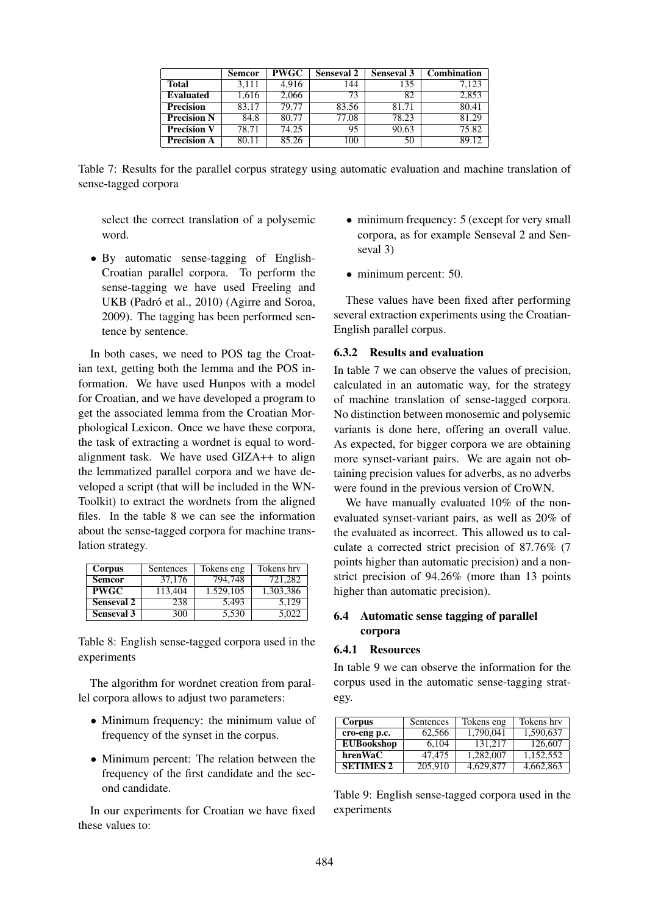| | Semcor | PWGC | Senseval 2 | Senseval 3 | Combination |
|---|---|---|---|---|---|
| **Total** | 3,111 | 4,916 | 144 | 135 | 7,123 |
| **Evaluated** | 1,616 | 2,066 | 73 | 82 | 2,853 |
| **Precision** | 83.17 | 79.77 | 83.56 | 81.71 | 80.41 |
| **Precision N** | 84.8 | 80.77 | 77.08 | 78.23 | 81.29 |
| **Precision V** | 78.71 | 74.25 | 95 | 90.63 | 75.82 |
| **Precision A** | 80.11 | 85.26 | 100 | 50 | 89.12 |

Table 7: Results for the parallel corpus strategy using automatic evaluation and machine translation of sense-tagged corpora

select the correct translation of a polysemic word.

- By automatic sense-tagging of English-Croatian parallel corpora. To perform the sense-tagging we have used Freeling and UKB (Padró et al., 2010) (Agirre and Soroa, 2009). The tagging has been performed sentence by sentence.

In both cases, we need to POS tag the Croatian text, getting both the lemma and the POS information. We have used Hunpos with a model for Croatian, and we have developed a program to get the associated lemma from the Croatian Morphological Lexicon. Once we have these corpora, the task of extracting a wordnet is equal to word-alignment task. We have used GIZA++ to align the lemmatized parallel corpora and we have developed a script (that will be included in the WN-Toolkit) to extract the wordnets from the aligned files. In the table 8 we can see the information about the sense-tagged corpora for machine translation strategy.

| Corpus | Sentences | Tokens eng | Tokens hrv |
|---|---|---|---|
| **Semcor** | 37,176 | 794,748 | 721,282 |
| **PWGC** | 113,404 | 1.529,105 | 1,303,386 |
| **Senseval 2** | 238 | 5,493 | 5,129 |
| **Senseval 3** | 300 | 5,530 | 5,022 |

Table 8: English sense-tagged corpora used in the experiments

The algorithm for wordnet creation from parallel corpora allows to adjust two parameters:

- Minimum frequency: the minimum value of frequency of the synset in the corpus.
- Minimum percent: The relation between the frequency of the first candidate and the second candidate.

In our experiments for Croatian we have fixed these values to:

- minimum frequency: 5 (except for very small corpora, as for example Senseval 2 and Senseval 3)
- minimum percent: 50.

These values have been fixed after performing several extraction experiments using the Croatian-English parallel corpus.

#### 6.3.2 Results and evaluation

In table 7 we can observe the values of precision, calculated in an automatic way, for the strategy of machine translation of sense-tagged corpora. No distinction between monosemic and polysemic variants is done here, offering an overall value. As expected, for bigger corpora we are obtaining more synset-variant pairs. We are again not obtaining precision values for adverbs, as no adverbs were found in the previous version of CroWN.

We have manually evaluated 10% of the non-evaluated synset-variant pairs, as well as 20% of the evaluated as incorrect. This allowed us to calculate a corrected strict precision of 87.76% (7 points higher than automatic precision) and a non-strict precision of 94.26% (more than 13 points higher than automatic precision).

### 6.4 Automatic sense tagging of parallel corpora

#### 6.4.1 Resources

In table 9 we can observe the information for the corpus used in the automatic sense-tagging strategy.

| Corpus | Sentences | Tokens eng | Tokens hrv |
|---|---|---|---|
| **cro-eng p.c.** | 62,566 | 1,790,041 | 1,590,637 |
| **EUBookshop** | 6,104 | 131,217 | 126,607 |
| **hrenWaC** | 47,475 | 1,282,007 | 1,152,552 |
| **SETIMES 2** | 205,910 | 4,629,877 | 4,662,863 |

Table 9: English sense-tagged corpora used in the experiments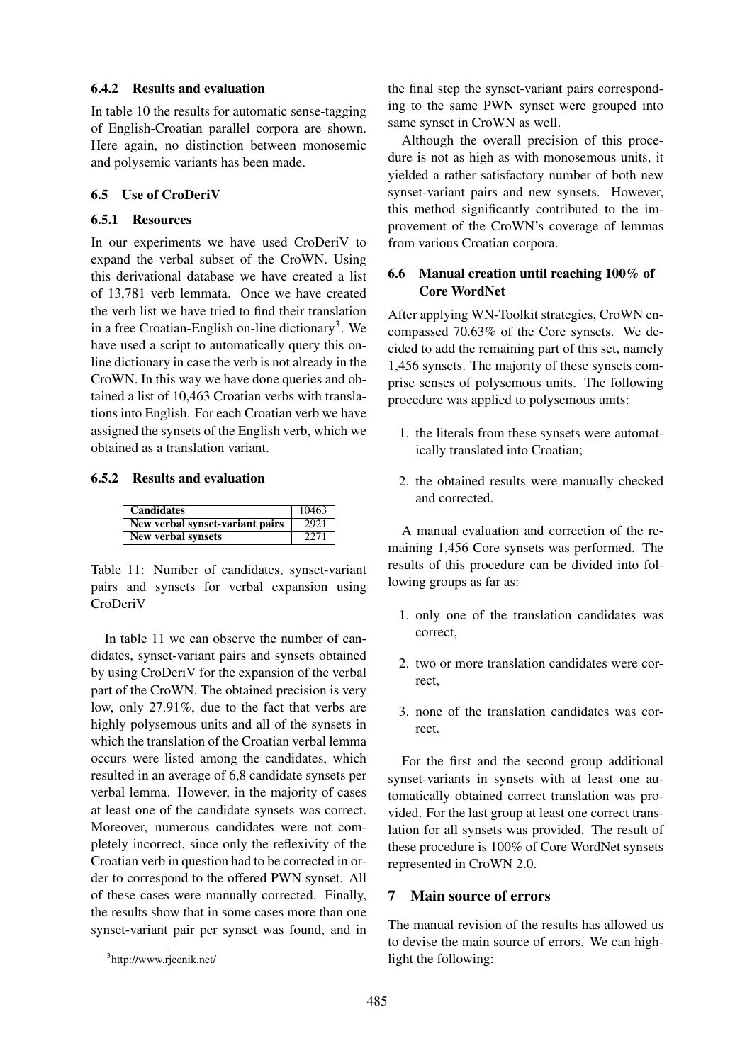### 6.4.2 Results and evaluation

In table 10 the results for automatic sense-tagging of English-Croatian parallel corpora are shown. Here again, no distinction between monosemic and polysemic variants has been made.

## 6.5 Use of CroDeriV

### 6.5.1 Resources

In our experiments we have used CroDeriV to expand the verbal subset of the CroWN. Using this derivational database we have created a list of 13,781 verb lemmata. Once we have created the verb list we have tried to find their translation in a free Croatian-English on-line dictionary[3]. We have used a script to automatically query this online dictionary in case the verb is not already in the CroWN. In this way we have done queries and obtained a list of 10,463 Croatian verbs with translations into English. For each Croatian verb we have assigned the synsets of the English verb, which we obtained as a translation variant.

### 6.5.2 Results and evaluation

| **Candidates** | 10463 |
|---|---|
| **New verbal synset-variant pairs** | 2921 |
| **New verbal synsets** | 2271 |

Table 11: Number of candidates, synset-variant pairs and synsets for verbal expansion using CroDeriV

In table 11 we can observe the number of candidates, synset-variant pairs and synsets obtained by using CroDeriV for the expansion of the verbal part of the CroWN. The obtained precision is very low, only 27.91%, due to the fact that verbs are highly polysemous units and all of the synsets in which the translation of the Croatian verbal lemma occurs were listed among the candidates, which resulted in an average of 6,8 candidate synsets per verbal lemma. However, in the majority of cases at least one of the candidate synsets was correct. Moreover, numerous candidates were not completely incorrect, since only the reflexivity of the Croatian verb in question had to be corrected in order to correspond to the offered PWN synset. All of these cases were manually corrected. Finally, the results show that in some cases more than one synset-variant pair per synset was found, and in the final step the synset-variant pairs corresponding to the same PWN synset were grouped into same synset in CroWN as well.

Although the overall precision of this procedure is not as high as with monosemous units, it yielded a rather satisfactory number of both new synset-variant pairs and new synsets. However, this method significantly contributed to the improvement of the CroWN's coverage of lemmas from various Croatian corpora.

## 6.6 Manual creation until reaching 100% of Core WordNet

After applying WN-Toolkit strategies, CroWN encompassed 70.63% of the Core synsets. We decided to add the remaining part of this set, namely 1,456 synsets. The majority of these synsets comprise senses of polysemous units. The following procedure was applied to polysemous units:

1. the literals from these synsets were automatically translated into Croatian;
2. the obtained results were manually checked and corrected.

A manual evaluation and correction of the remaining 1,456 Core synsets was performed. The results of this procedure can be divided into following groups as far as:

1. only one of the translation candidates was correct,
2. two or more translation candidates were correct,
3. none of the translation candidates was correct.

For the first and the second group additional synset-variants in synsets with at least one automatically obtained correct translation was provided. For the last group at least one correct translation for all synsets was provided. The result of these procedure is 100% of Core WordNet synsets represented in CroWN 2.0.

# 7 Main source of errors

The manual revision of the results has allowed us to devise the main source of errors. We can highlight the following:

[3] http://www.rjecnik.net/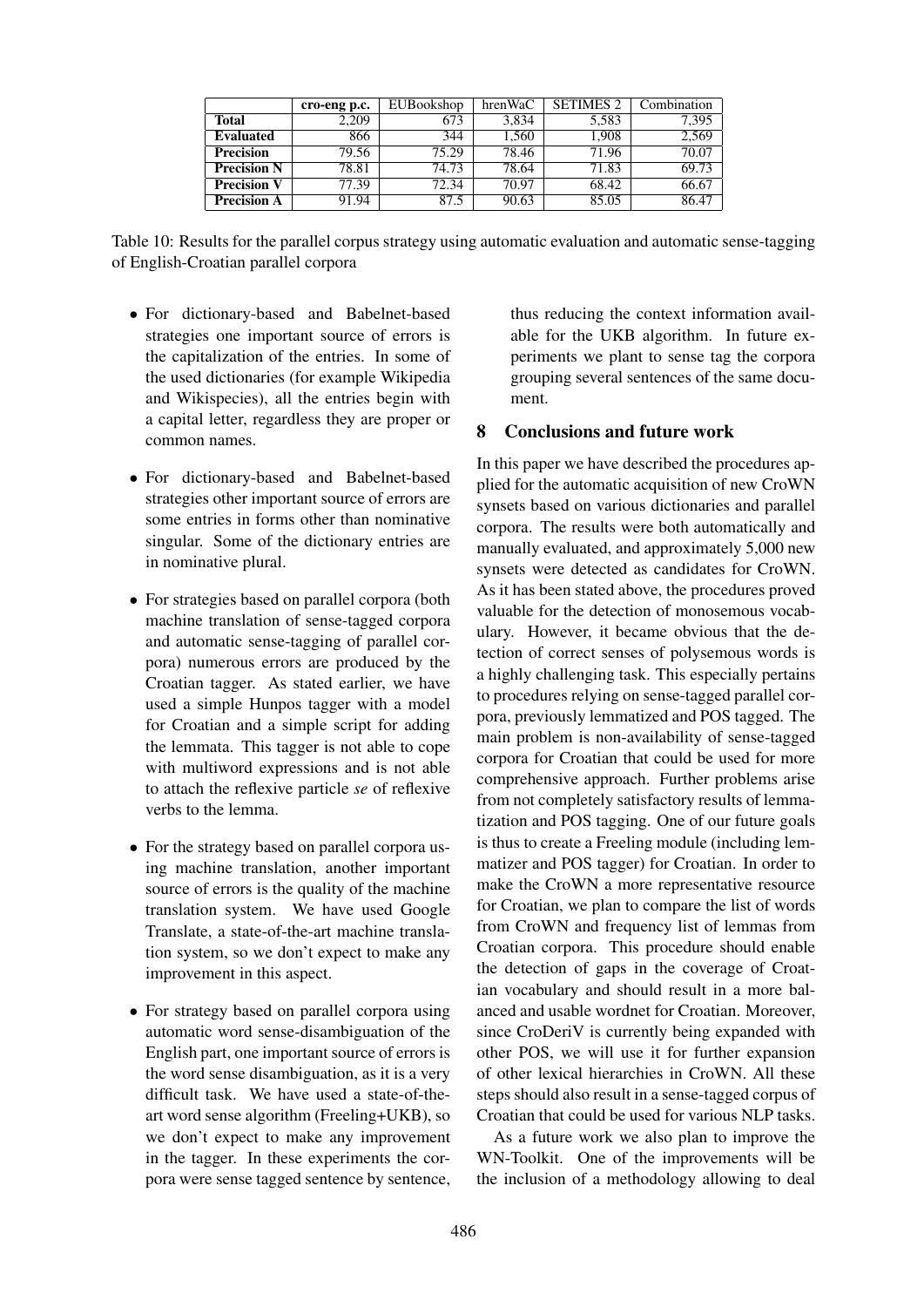|  | cro-eng p.c. | EUBookshop | hrenWaC | SETIMES 2 | Combination |
|---|---|---|---|---|---|
| **Total** | 2,209 | 673 | 3,834 | 5,583 | 7,395 |
| **Evaluated** | 866 | 344 | 1,560 | 1,908 | 2,569 |
| **Precision** | 79.56 | 75.29 | 78.46 | 71.96 | 70.07 |
| **Precision N** | 78.81 | 74.73 | 78.64 | 71.83 | 69.73 |
| **Precision V** | 77.39 | 72.34 | 70.97 | 68.42 | 66.67 |
| **Precision A** | 91.94 | 87.5 | 90.63 | 85.05 | 86.47 |

Table 10: Results for the parallel corpus strategy using automatic evaluation and automatic sense-tagging of English-Croatian parallel corpora

- For dictionary-based and Babelnet-based strategies one important source of errors is the capitalization of the entries. In some of the used dictionaries (for example Wikipedia and Wikispecies), all the entries begin with a capital letter, regardless they are proper or common names.
- For dictionary-based and Babelnet-based strategies other important source of errors are some entries in forms other than nominative singular. Some of the dictionary entries are in nominative plural.
- For strategies based on parallel corpora (both machine translation of sense-tagged corpora and automatic sense-tagging of parallel corpora) numerous errors are produced by the Croatian tagger. As stated earlier, we have used a simple Hunpos tagger with a model for Croatian and a simple script for adding the lemmata. This tagger is not able to cope with multiword expressions and is not able to attach the reflexive particle *se* of reflexive verbs to the lemma.
- For the strategy based on parallel corpora using machine translation, another important source of errors is the quality of the machine translation system. We have used Google Translate, a state-of-the-art machine translation system, so we don't expect to make any improvement in this aspect.
- For strategy based on parallel corpora using automatic word sense-disambiguation of the English part, one important source of errors is the word sense disambiguation, as it is a very difficult task. We have used a state-of-the-art word sense algorithm (Freeling+UKB), so we don't expect to make any improvement in the tagger. In these experiments the corpora were sense tagged sentence by sentence, thus reducing the context information available for the UKB algorithm. In future experiments we plant to sense tag the corpora grouping several sentences of the same document.

## 8 Conclusions and future work

In this paper we have described the procedures applied for the automatic acquisition of new CroWN synsets based on various dictionaries and parallel corpora. The results were both automatically and manually evaluated, and approximately 5,000 new synsets were detected as candidates for CroWN. As it has been stated above, the procedures proved valuable for the detection of monosemous vocabulary. However, it became obvious that the detection of correct senses of polysemous words is a highly challenging task. This especially pertains to procedures relying on sense-tagged parallel corpora, previously lemmatized and POS tagged. The main problem is non-availability of sense-tagged corpora for Croatian that could be used for more comprehensive approach. Further problems arise from not completely satisfactory results of lemmatization and POS tagging. One of our future goals is thus to create a Freeling module (including lemmatizer and POS tagger) for Croatian. In order to make the CroWN a more representative resource for Croatian, we plan to compare the list of words from CroWN and frequency list of lemmas from Croatian corpora. This procedure should enable the detection of gaps in the coverage of Croatian vocabulary and should result in a more balanced and usable wordnet for Croatian. Moreover, since CroDeriV is currently being expanded with other POS, we will use it for further expansion of other lexical hierarchies in CroWN. All these steps should also result in a sense-tagged corpus of Croatian that could be used for various NLP tasks.

As a future work we also plan to improve the WN-Toolkit. One of the improvements will be the inclusion of a methodology allowing to deal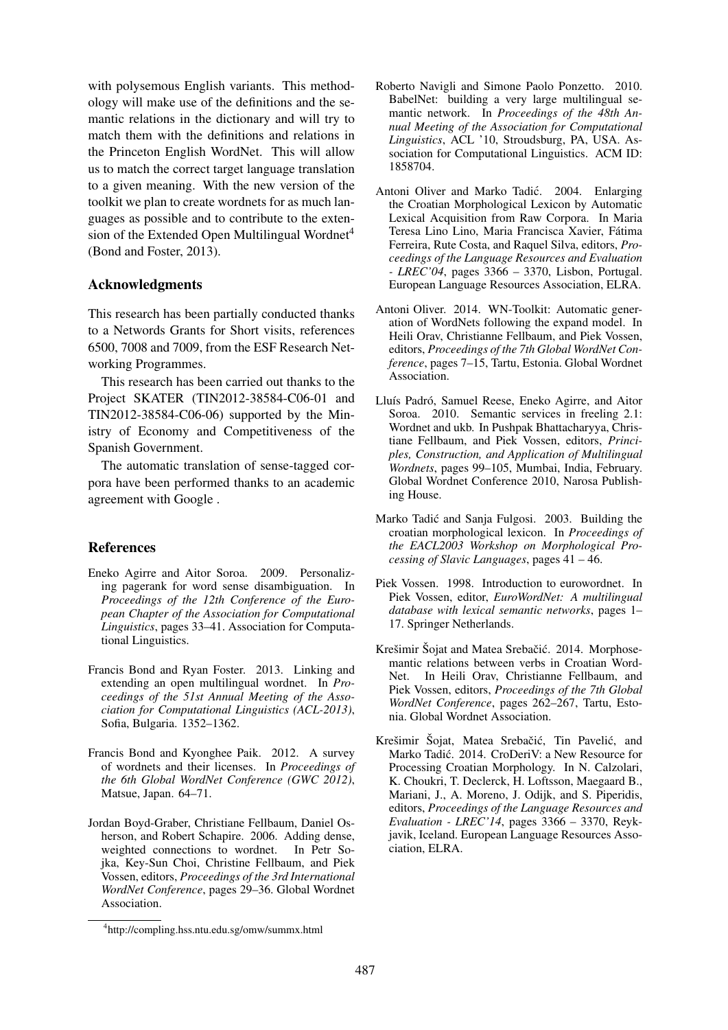with polysemous English variants. This methodology will make use of the definitions and the semantic relations in the dictionary and will try to match them with the definitions and relations in the Princeton English WordNet. This will allow us to match the correct target language translation to a given meaning. With the new version of the toolkit we plan to create wordnets for as much languages as possible and to contribute to the extension of the Extended Open Multilingual Wordnet[4] (Bond and Foster, 2013).

## Acknowledgments

This research has been partially conducted thanks to a Networds Grants for Short visits, references 6500, 7008 and 7009, from the ESF Research Networking Programmes.

This research has been carried out thanks to the Project SKATER (TIN2012-38584-C06-01 and TIN2012-38584-C06-06) supported by the Ministry of Economy and Competitiveness of the Spanish Government.

The automatic translation of sense-tagged corpora have been performed thanks to an academic agreement with Google .

## References

Eneko Agirre and Aitor Soroa. 2009. Personalizing pagerank for word sense disambiguation. In *Proceedings of the 12th Conference of the European Chapter of the Association for Computational Linguistics*, pages 33–41. Association for Computational Linguistics.

Francis Bond and Ryan Foster. 2013. Linking and extending an open multilingual wordnet. In *Proceedings of the 51st Annual Meeting of the Association for Computational Linguistics (ACL-2013)*, Sofia, Bulgaria. 1352–1362.

Francis Bond and Kyonghee Paik. 2012. A survey of wordnets and their licenses. In *Proceedings of the 6th Global WordNet Conference (GWC 2012)*, Matsue, Japan. 64–71.

Jordan Boyd-Graber, Christiane Fellbaum, Daniel Osherson, and Robert Schapire. 2006. Adding dense, weighted connections to wordnet. In Petr Sojka, Key-Sun Choi, Christine Fellbaum, and Piek Vossen, editors, *Proceedings of the 3rd International WordNet Conference*, pages 29–36. Global Wordnet Association.

Roberto Navigli and Simone Paolo Ponzetto. 2010. BabelNet: building a very large multilingual semantic network. In *Proceedings of the 48th Annual Meeting of the Association for Computational Linguistics*, ACL '10, Stroudsburg, PA, USA. Association for Computational Linguistics. ACM ID: 1858704.

Antoni Oliver and Marko Tadić. 2004. Enlarging the Croatian Morphological Lexicon by Automatic Lexical Acquisition from Raw Corpora. In Maria Teresa Lino Lino, Maria Francisca Xavier, Fátima Ferreira, Rute Costa, and Raquel Silva, editors, *Proceedings of the Language Resources and Evaluation - LREC'04*, pages 3366 – 3370, Lisbon, Portugal. European Language Resources Association, ELRA.

Antoni Oliver. 2014. WN-Toolkit: Automatic generation of WordNets following the expand model. In Heili Orav, Christianne Fellbaum, and Piek Vossen, editors, *Proceedings of the 7th Global WordNet Conference*, pages 7–15, Tartu, Estonia. Global Wordnet Association.

Lluís Padró, Samuel Reese, Eneko Agirre, and Aitor Soroa. 2010. Semantic services in freeling 2.1: Wordnet and ukb. In Pushpak Bhattacharyya, Christiane Fellbaum, and Piek Vossen, editors, *Principles, Construction, and Application of Multilingual Wordnets*, pages 99–105, Mumbai, India, February. Global Wordnet Conference 2010, Narosa Publishing House.

Marko Tadić and Sanja Fulgosi. 2003. Building the croatian morphological lexicon. In *Proceedings of the EACL2003 Workshop on Morphological Processing of Slavic Languages*, pages 41 – 46.

Piek Vossen. 1998. Introduction to eurowordnet. In Piek Vossen, editor, *EuroWordNet: A multilingual database with lexical semantic networks*, pages 1–17. Springer Netherlands.

Krešimir Šojat and Matea Srebačić. 2014. Morphosemantic relations between verbs in Croatian WordNet. In Heili Orav, Christianne Fellbaum, and Piek Vossen, editors, *Proceedings of the 7th Global WordNet Conference*, pages 262–267, Tartu, Estonia. Global Wordnet Association.

Krešimir Šojat, Matea Srebačić, Tin Pavelić, and Marko Tadić. 2014. CroDeriV: a New Resource for Processing Croatian Morphology. In N. Calzolari, K. Choukri, T. Declerck, H. Loftsson, Maegaard B., Mariani, J., A. Moreno, J. Odijk, and S. Piperidis, editors, *Proceedings of the Language Resources and Evaluation - LREC'14*, pages 3366 – 3370, Reykjavik, Iceland. European Language Resources Association, ELRA.

[4] http://compling.hss.ntu.edu.sg/omw/summx.html